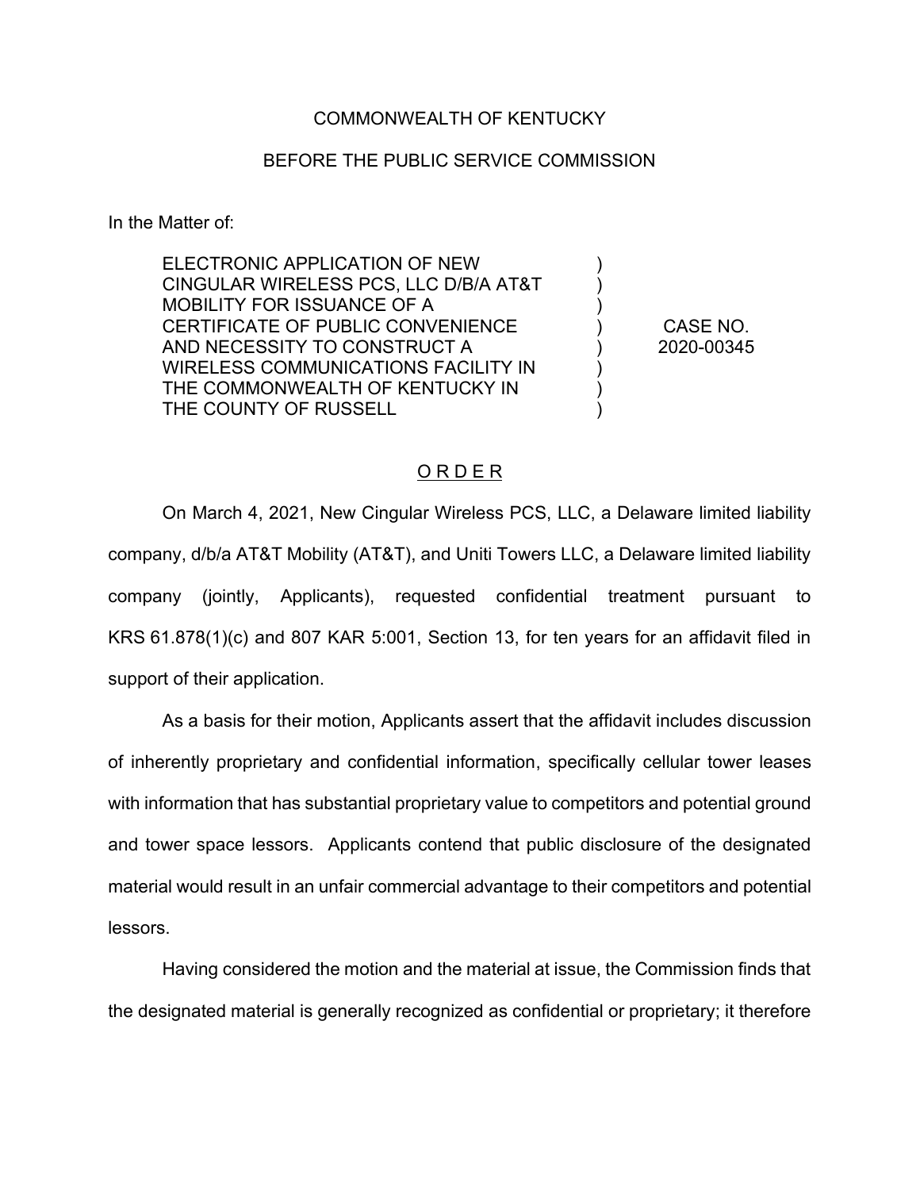COMMONWEALTH OF KENTUCKY

BEFORE THE PUBLIC SERVICE COMMISSION

In the Matter of:

| | | |
|---|---|---|
| ELECTRONIC APPLICATION OF NEW CINGULAR WIRELESS PCS, LLC D/B/A AT&T MOBILITY FOR ISSUANCE OF A CERTIFICATE OF PUBLIC CONVENIENCE AND NECESSITY TO CONSTRUCT A WIRELESS COMMUNICATIONS FACILITY IN THE COMMONWEALTH OF KENTUCKY IN THE COUNTY OF RUSSELL | ) ) ) ) ) ) ) ) | CASE NO. 2020-00345 |

ORDER

On March 4, 2021, New Cingular Wireless PCS, LLC, a Delaware limited liability company, d/b/a AT&T Mobility (AT&T), and Uniti Towers LLC, a Delaware limited liability company (jointly, Applicants), requested confidential treatment pursuant to KRS 61.878(1)(c) and 807 KAR 5:001, Section 13, for ten years for an affidavit filed in support of their application.

As a basis for their motion, Applicants assert that the affidavit includes discussion of inherently proprietary and confidential information, specifically cellular tower leases with information that has substantial proprietary value to competitors and potential ground and tower space lessors. Applicants contend that public disclosure of the designated material would result in an unfair commercial advantage to their competitors and potential lessors.

Having considered the motion and the material at issue, the Commission finds that the designated material is generally recognized as confidential or proprietary; it therefore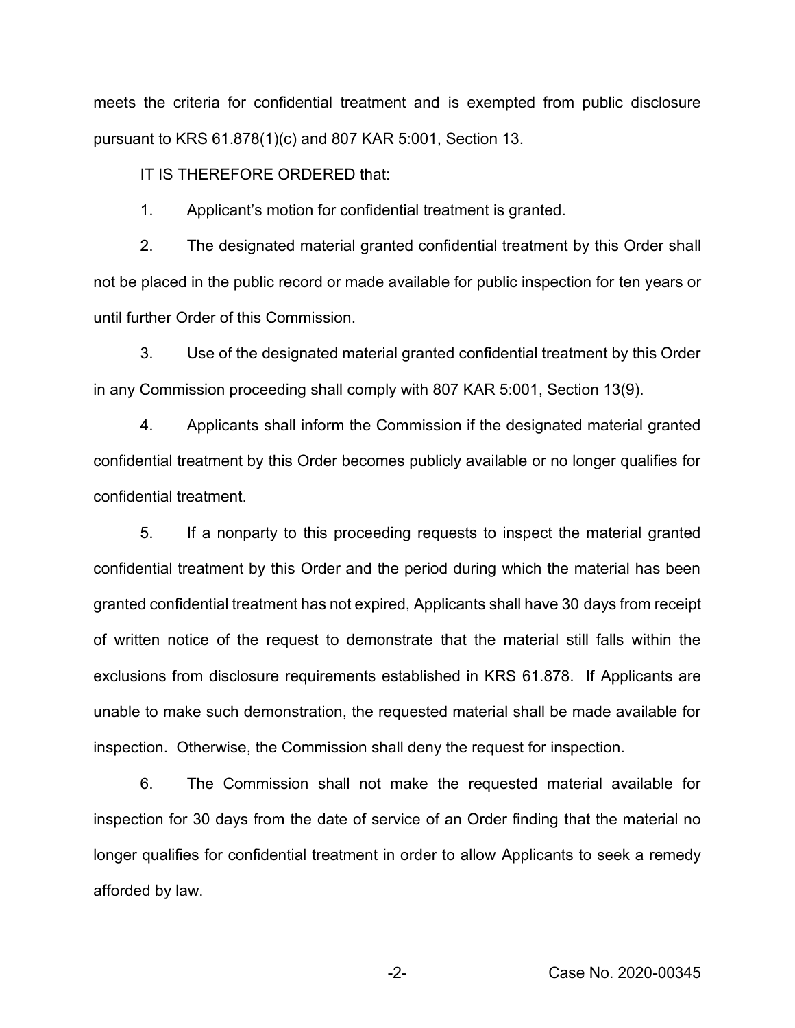meets the criteria for confidential treatment and is exempted from public disclosure pursuant to KRS 61.878(1)(c) and 807 KAR 5:001, Section 13.

IT IS THEREFORE ORDERED that:

1. Applicant's motion for confidential treatment is granted.

2. The designated material granted confidential treatment by this Order shall not be placed in the public record or made available for public inspection for ten years or until further Order of this Commission.

3. Use of the designated material granted confidential treatment by this Order in any Commission proceeding shall comply with 807 KAR 5:001, Section 13(9).

4. Applicants shall inform the Commission if the designated material granted confidential treatment by this Order becomes publicly available or no longer qualifies for confidential treatment.

5. If a nonparty to this proceeding requests to inspect the material granted confidential treatment by this Order and the period during which the material has been granted confidential treatment has not expired, Applicants shall have 30 days from receipt of written notice of the request to demonstrate that the material still falls within the exclusions from disclosure requirements established in KRS 61.878. If Applicants are unable to make such demonstration, the requested material shall be made available for inspection. Otherwise, the Commission shall deny the request for inspection.

6. The Commission shall not make the requested material available for inspection for 30 days from the date of service of an Order finding that the material no longer qualifies for confidential treatment in order to allow Applicants to seek a remedy afforded by law.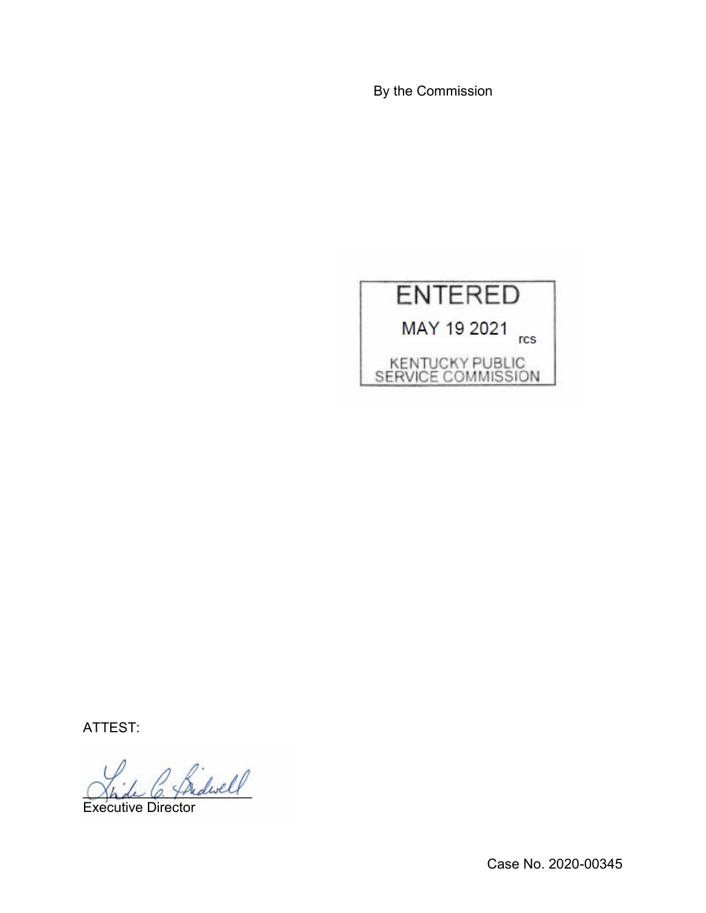By the Commission

ENTERED

MAY 19 2021 rcs

KENTUCKY PUBLIC SERVICE COMMISSION

ATTEST:

Executive Director

Case No. 2020-00345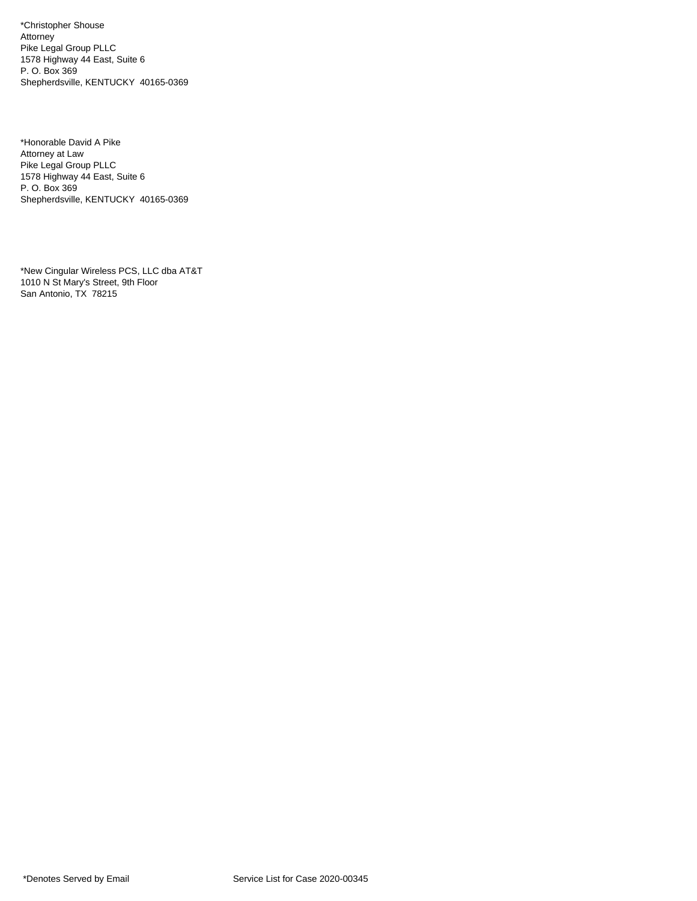*Christopher Shouse
Attorney
Pike Legal Group PLLC
1578 Highway 44 East, Suite 6
P. O. Box 369
Shepherdsville, KENTUCKY  40165-0369

*Honorable David A Pike
Attorney at Law
Pike Legal Group PLLC
1578 Highway 44 East, Suite 6
P. O. Box 369
Shepherdsville, KENTUCKY  40165-0369

*New Cingular Wireless PCS, LLC dba AT&T
1010 N St Mary's Street, 9th Floor
San Antonio, TX  78215

*Denotes Served by Email

Service List for Case 2020-00345